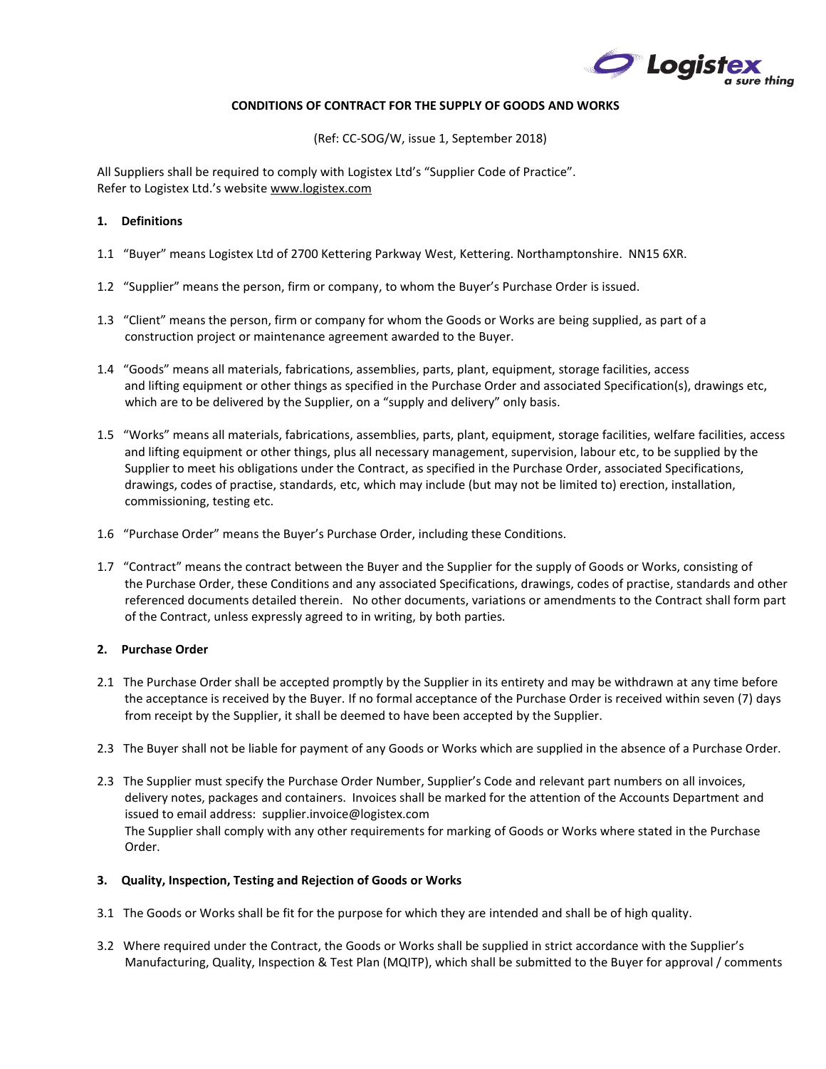# CONDITIONS OF CONTRACT FOR THE SUPPLY OF GOODS AND WORKS

(Ref: CC-SOG/W, issue 1, September 2018)

All Suppliers shall be required to comply with Logistex Ltd's "Supplier Code of Practice".
Refer to Logistex Ltd.'s website www.logistex.com

## 1. Definitions

1.1 "Buyer" means Logistex Ltd of 2700 Kettering Parkway West, Kettering. Northamptonshire. NN15 6XR.

1.2 "Supplier" means the person, firm or company, to whom the Buyer's Purchase Order is issued.

1.3 "Client" means the person, firm or company for whom the Goods or Works are being supplied, as part of a construction project or maintenance agreement awarded to the Buyer.

1.4 "Goods" means all materials, fabrications, assemblies, parts, plant, equipment, storage facilities, access and lifting equipment or other things as specified in the Purchase Order and associated Specification(s), drawings etc, which are to be delivered by the Supplier, on a "supply and delivery" only basis.

1.5 "Works" means all materials, fabrications, assemblies, parts, plant, equipment, storage facilities, welfare facilities, access and lifting equipment or other things, plus all necessary management, supervision, labour etc, to be supplied by the Supplier to meet his obligations under the Contract, as specified in the Purchase Order, associated Specifications, drawings, codes of practise, standards, etc, which may include (but may not be limited to) erection, installation, commissioning, testing etc.

1.6 "Purchase Order" means the Buyer's Purchase Order, including these Conditions.

1.7 "Contract" means the contract between the Buyer and the Supplier for the supply of Goods or Works, consisting of the Purchase Order, these Conditions and any associated Specifications, drawings, codes of practise, standards and other referenced documents detailed therein. No other documents, variations or amendments to the Contract shall form part of the Contract, unless expressly agreed to in writing, by both parties.

## 2. Purchase Order

2.1 The Purchase Order shall be accepted promptly by the Supplier in its entirety and may be withdrawn at any time before the acceptance is received by the Buyer. If no formal acceptance of the Purchase Order is received within seven (7) days from receipt by the Supplier, it shall be deemed to have been accepted by the Supplier.

2.3 The Buyer shall not be liable for payment of any Goods or Works which are supplied in the absence of a Purchase Order.

2.3 The Supplier must specify the Purchase Order Number, Supplier's Code and relevant part numbers on all invoices, delivery notes, packages and containers. Invoices shall be marked for the attention of the Accounts Department and issued to email address: supplier.invoice@logistex.com
The Supplier shall comply with any other requirements for marking of Goods or Works where stated in the Purchase Order.

## 3. Quality, Inspection, Testing and Rejection of Goods or Works

3.1 The Goods or Works shall be fit for the purpose for which they are intended and shall be of high quality.

3.2 Where required under the Contract, the Goods or Works shall be supplied in strict accordance with the Supplier's Manufacturing, Quality, Inspection & Test Plan (MQITP), which shall be submitted to the Buyer for approval / comments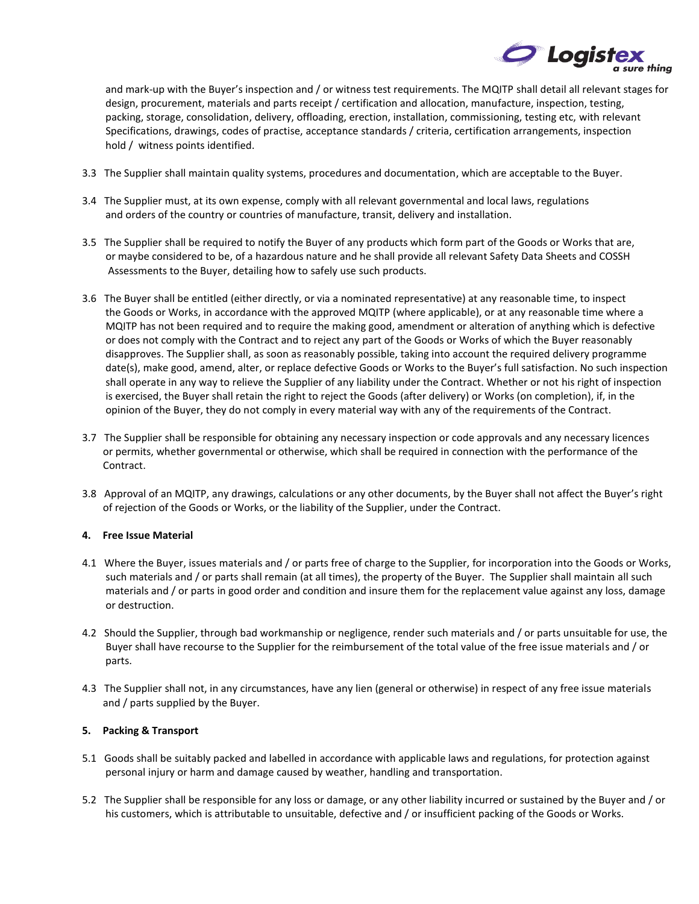and mark-up with the Buyer's inspection and / or witness test requirements. The MQITP shall detail all relevant stages for design, procurement, materials and parts receipt / certification and allocation, manufacture, inspection, testing, packing, storage, consolidation, delivery, offloading, erection, installation, commissioning, testing etc, with relevant Specifications, drawings, codes of practise, acceptance standards / criteria, certification arrangements, inspection hold / witness points identified.

3.3 The Supplier shall maintain quality systems, procedures and documentation, which are acceptable to the Buyer.

3.4 The Supplier must, at its own expense, comply with all relevant governmental and local laws, regulations and orders of the country or countries of manufacture, transit, delivery and installation.

3.5 The Supplier shall be required to notify the Buyer of any products which form part of the Goods or Works that are, or maybe considered to be, of a hazardous nature and he shall provide all relevant Safety Data Sheets and COSSH Assessments to the Buyer, detailing how to safely use such products.

3.6 The Buyer shall be entitled (either directly, or via a nominated representative) at any reasonable time, to inspect the Goods or Works, in accordance with the approved MQITP (where applicable), or at any reasonable time where a MQITP has not been required and to require the making good, amendment or alteration of anything which is defective or does not comply with the Contract and to reject any part of the Goods or Works of which the Buyer reasonably disapproves. The Supplier shall, as soon as reasonably possible, taking into account the required delivery programme date(s), make good, amend, alter, or replace defective Goods or Works to the Buyer's full satisfaction. No such inspection shall operate in any way to relieve the Supplier of any liability under the Contract. Whether or not his right of inspection is exercised, the Buyer shall retain the right to reject the Goods (after delivery) or Works (on completion), if, in the opinion of the Buyer, they do not comply in every material way with any of the requirements of the Contract.

3.7 The Supplier shall be responsible for obtaining any necessary inspection or code approvals and any necessary licences or permits, whether governmental or otherwise, which shall be required in connection with the performance of the Contract.

3.8 Approval of an MQITP, any drawings, calculations or any other documents, by the Buyer shall not affect the Buyer's right of rejection of the Goods or Works, or the liability of the Supplier, under the Contract.

**4. Free Issue Material**

4.1 Where the Buyer, issues materials and / or parts free of charge to the Supplier, for incorporation into the Goods or Works, such materials and / or parts shall remain (at all times), the property of the Buyer. The Supplier shall maintain all such materials and / or parts in good order and condition and insure them for the replacement value against any loss, damage or destruction.

4.2 Should the Supplier, through bad workmanship or negligence, render such materials and / or parts unsuitable for use, the Buyer shall have recourse to the Supplier for the reimbursement of the total value of the free issue materials and / or parts.

4.3 The Supplier shall not, in any circumstances, have any lien (general or otherwise) in respect of any free issue materials and / parts supplied by the Buyer.

**5. Packing & Transport**

5.1 Goods shall be suitably packed and labelled in accordance with applicable laws and regulations, for protection against personal injury or harm and damage caused by weather, handling and transportation.

5.2 The Supplier shall be responsible for any loss or damage, or any other liability incurred or sustained by the Buyer and / or his customers, which is attributable to unsuitable, defective and / or insufficient packing of the Goods or Works.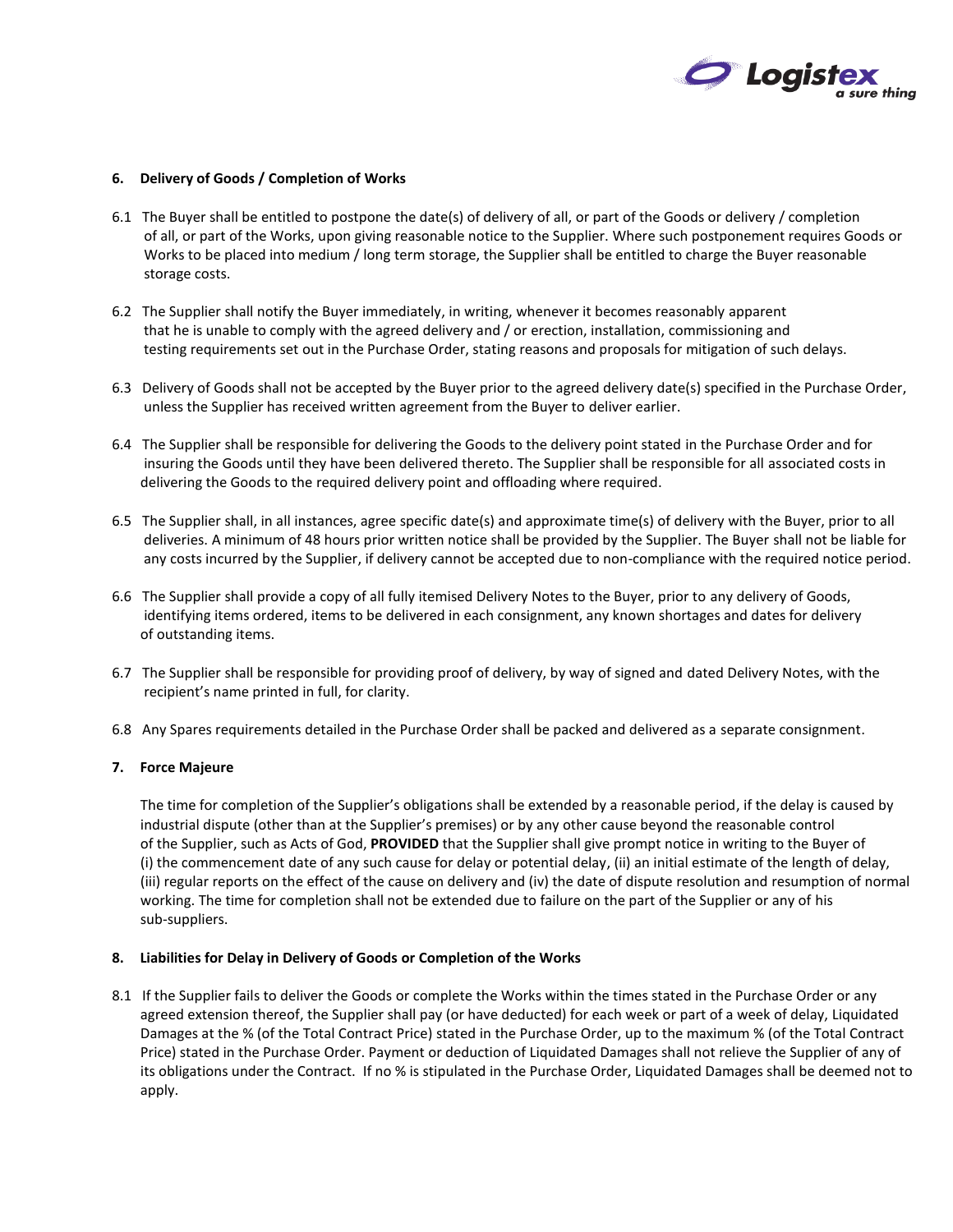## 6. Delivery of Goods / Completion of Works

6.1 The Buyer shall be entitled to postpone the date(s) of delivery of all, or part of the Goods or delivery / completion of all, or part of the Works, upon giving reasonable notice to the Supplier. Where such postponement requires Goods or Works to be placed into medium / long term storage, the Supplier shall be entitled to charge the Buyer reasonable storage costs.

6.2 The Supplier shall notify the Buyer immediately, in writing, whenever it becomes reasonably apparent that he is unable to comply with the agreed delivery and / or erection, installation, commissioning and testing requirements set out in the Purchase Order, stating reasons and proposals for mitigation of such delays.

6.3 Delivery of Goods shall not be accepted by the Buyer prior to the agreed delivery date(s) specified in the Purchase Order, unless the Supplier has received written agreement from the Buyer to deliver earlier.

6.4 The Supplier shall be responsible for delivering the Goods to the delivery point stated in the Purchase Order and for insuring the Goods until they have been delivered thereto. The Supplier shall be responsible for all associated costs in delivering the Goods to the required delivery point and offloading where required.

6.5 The Supplier shall, in all instances, agree specific date(s) and approximate time(s) of delivery with the Buyer, prior to all deliveries. A minimum of 48 hours prior written notice shall be provided by the Supplier. The Buyer shall not be liable for any costs incurred by the Supplier, if delivery cannot be accepted due to non-compliance with the required notice period.

6.6 The Supplier shall provide a copy of all fully itemised Delivery Notes to the Buyer, prior to any delivery of Goods, identifying items ordered, items to be delivered in each consignment, any known shortages and dates for delivery of outstanding items.

6.7 The Supplier shall be responsible for providing proof of delivery, by way of signed and dated Delivery Notes, with the recipient's name printed in full, for clarity.

6.8 Any Spares requirements detailed in the Purchase Order shall be packed and delivered as a separate consignment.

## 7. Force Majeure

The time for completion of the Supplier's obligations shall be extended by a reasonable period, if the delay is caused by industrial dispute (other than at the Supplier's premises) or by any other cause beyond the reasonable control of the Supplier, such as Acts of God, **PROVIDED** that the Supplier shall give prompt notice in writing to the Buyer of (i) the commencement date of any such cause for delay or potential delay, (ii) an initial estimate of the length of delay, (iii) regular reports on the effect of the cause on delivery and (iv) the date of dispute resolution and resumption of normal working. The time for completion shall not be extended due to failure on the part of the Supplier or any of his sub-suppliers.

## 8. Liabilities for Delay in Delivery of Goods or Completion of the Works

8.1 If the Supplier fails to deliver the Goods or complete the Works within the times stated in the Purchase Order or any agreed extension thereof, the Supplier shall pay (or have deducted) for each week or part of a week of delay, Liquidated Damages at the % (of the Total Contract Price) stated in the Purchase Order, up to the maximum % (of the Total Contract Price) stated in the Purchase Order. Payment or deduction of Liquidated Damages shall not relieve the Supplier of any of its obligations under the Contract. If no % is stipulated in the Purchase Order, Liquidated Damages shall be deemed not to apply.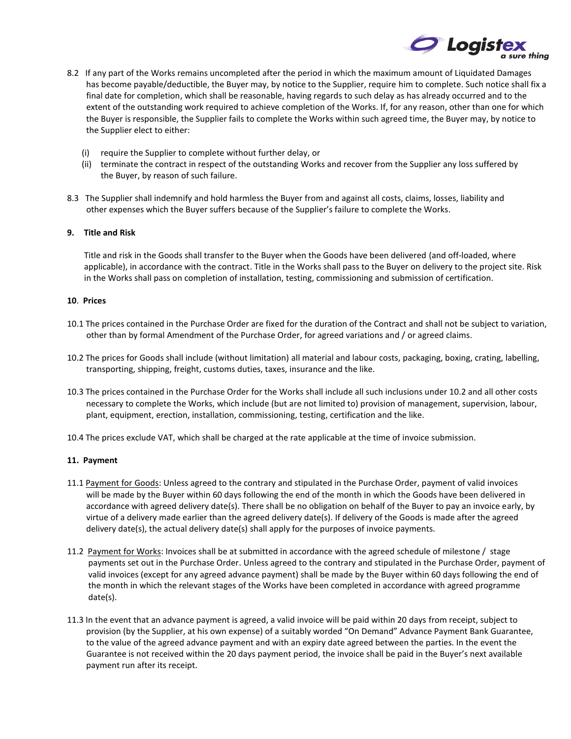8.2 If any part of the Works remains uncompleted after the period in which the maximum amount of Liquidated Damages has become payable/deductible, the Buyer may, by notice to the Supplier, require him to complete. Such notice shall fix a final date for completion, which shall be reasonable, having regards to such delay as has already occurred and to the extent of the outstanding work required to achieve completion of the Works. If, for any reason, other than one for which the Buyer is responsible, the Supplier fails to complete the Works within such agreed time, the Buyer may, by notice to the Supplier elect to either:

(i) require the Supplier to complete without further delay, or
(ii) terminate the contract in respect of the outstanding Works and recover from the Supplier any loss suffered by the Buyer, by reason of such failure.

8.3 The Supplier shall indemnify and hold harmless the Buyer from and against all costs, claims, losses, liability and other expenses which the Buyer suffers because of the Supplier's failure to complete the Works.

**9. Title and Risk**

Title and risk in the Goods shall transfer to the Buyer when the Goods have been delivered (and off-loaded, where applicable), in accordance with the contract. Title in the Works shall pass to the Buyer on delivery to the project site. Risk in the Works shall pass on completion of installation, testing, commissioning and submission of certification.

**10. Prices**

10.1 The prices contained in the Purchase Order are fixed for the duration of the Contract and shall not be subject to variation, other than by formal Amendment of the Purchase Order, for agreed variations and / or agreed claims.

10.2 The prices for Goods shall include (without limitation) all material and labour costs, packaging, boxing, crating, labelling, transporting, shipping, freight, customs duties, taxes, insurance and the like.

10.3 The prices contained in the Purchase Order for the Works shall include all such inclusions under 10.2 and all other costs necessary to complete the Works, which include (but are not limited to) provision of management, supervision, labour, plant, equipment, erection, installation, commissioning, testing, certification and the like.

10.4 The prices exclude VAT, which shall be charged at the rate applicable at the time of invoice submission.

**11. Payment**

11.1 Payment for Goods: Unless agreed to the contrary and stipulated in the Purchase Order, payment of valid invoices will be made by the Buyer within 60 days following the end of the month in which the Goods have been delivered in accordance with agreed delivery date(s). There shall be no obligation on behalf of the Buyer to pay an invoice early, by virtue of a delivery made earlier than the agreed delivery date(s). If delivery of the Goods is made after the agreed delivery date(s), the actual delivery date(s) shall apply for the purposes of invoice payments.

11.2 Payment for Works: Invoices shall be at submitted in accordance with the agreed schedule of milestone / stage payments set out in the Purchase Order. Unless agreed to the contrary and stipulated in the Purchase Order, payment of valid invoices (except for any agreed advance payment) shall be made by the Buyer within 60 days following the end of the month in which the relevant stages of the Works have been completed in accordance with agreed programme date(s).

11.3 In the event that an advance payment is agreed, a valid invoice will be paid within 20 days from receipt, subject to provision (by the Supplier, at his own expense) of a suitably worded "On Demand" Advance Payment Bank Guarantee, to the value of the agreed advance payment and with an expiry date agreed between the parties. In the event the Guarantee is not received within the 20 days payment period, the invoice shall be paid in the Buyer's next available payment run after its receipt.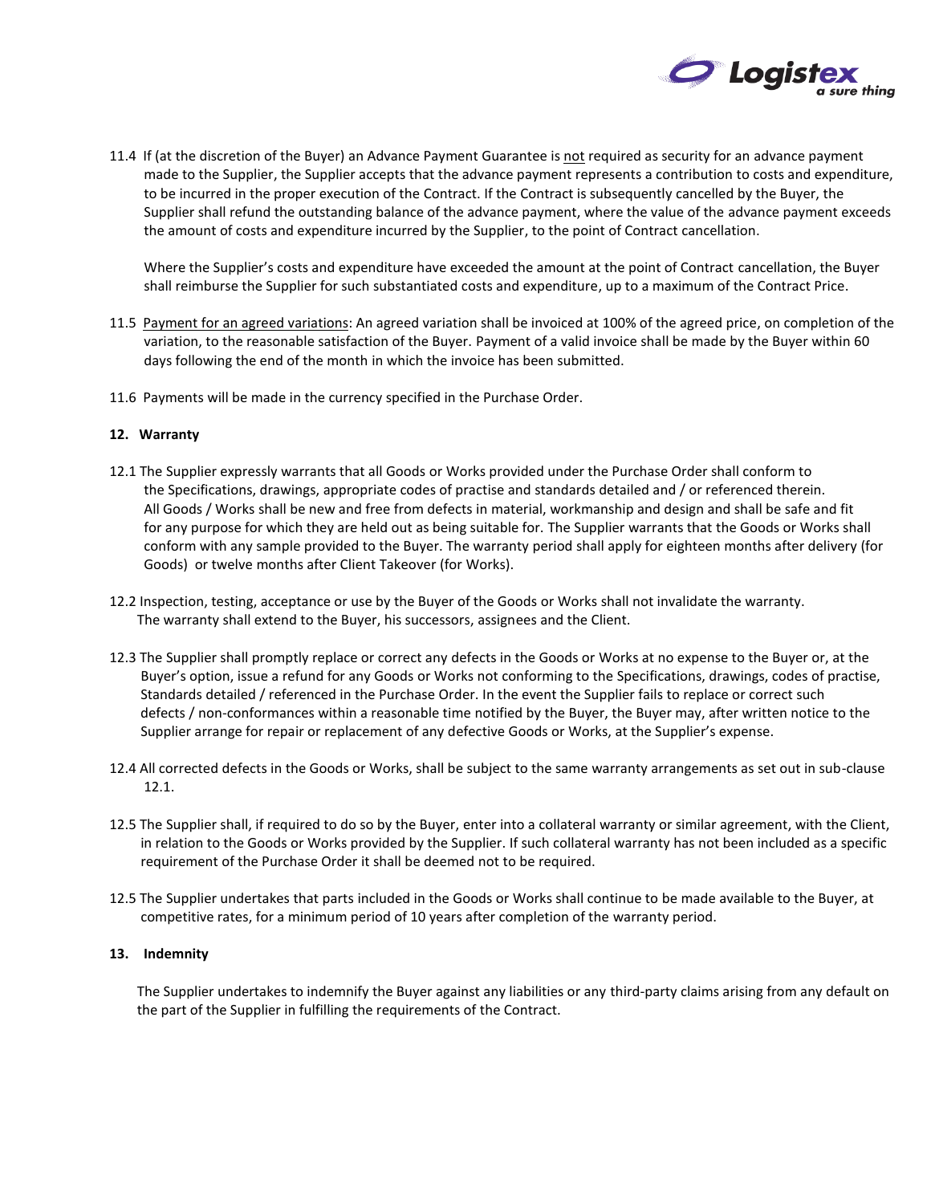11.4 If (at the discretion of the Buyer) an Advance Payment Guarantee is <u>not</u> required as security for an advance payment made to the Supplier, the Supplier accepts that the advance payment represents a contribution to costs and expenditure, to be incurred in the proper execution of the Contract. If the Contract is subsequently cancelled by the Buyer, the Supplier shall refund the outstanding balance of the advance payment, where the value of the advance payment exceeds the amount of costs and expenditure incurred by the Supplier, to the point of Contract cancellation.

Where the Supplier's costs and expenditure have exceeded the amount at the point of Contract cancellation, the Buyer shall reimburse the Supplier for such substantiated costs and expenditure, up to a maximum of the Contract Price.

11.5 <u>Payment for an agreed variations</u>: An agreed variation shall be invoiced at 100% of the agreed price, on completion of the variation, to the reasonable satisfaction of the Buyer. Payment of a valid invoice shall be made by the Buyer within 60 days following the end of the month in which the invoice has been submitted.

11.6 Payments will be made in the currency specified in the Purchase Order.

**12. Warranty**

12.1 The Supplier expressly warrants that all Goods or Works provided under the Purchase Order shall conform to the Specifications, drawings, appropriate codes of practise and standards detailed and / or referenced therein. All Goods / Works shall be new and free from defects in material, workmanship and design and shall be safe and fit for any purpose for which they are held out as being suitable for. The Supplier warrants that the Goods or Works shall conform with any sample provided to the Buyer. The warranty period shall apply for eighteen months after delivery (for Goods) or twelve months after Client Takeover (for Works).

12.2 Inspection, testing, acceptance or use by the Buyer of the Goods or Works shall not invalidate the warranty. The warranty shall extend to the Buyer, his successors, assignees and the Client.

12.3 The Supplier shall promptly replace or correct any defects in the Goods or Works at no expense to the Buyer or, at the Buyer's option, issue a refund for any Goods or Works not conforming to the Specifications, drawings, codes of practise, Standards detailed / referenced in the Purchase Order. In the event the Supplier fails to replace or correct such defects / non-conformances within a reasonable time notified by the Buyer, the Buyer may, after written notice to the Supplier arrange for repair or replacement of any defective Goods or Works, at the Supplier's expense.

12.4 All corrected defects in the Goods or Works, shall be subject to the same warranty arrangements as set out in sub-clause 12.1.

12.5 The Supplier shall, if required to do so by the Buyer, enter into a collateral warranty or similar agreement, with the Client, in relation to the Goods or Works provided by the Supplier. If such collateral warranty has not been included as a specific requirement of the Purchase Order it shall be deemed not to be required.

12.5 The Supplier undertakes that parts included in the Goods or Works shall continue to be made available to the Buyer, at competitive rates, for a minimum period of 10 years after completion of the warranty period.

**13. Indemnity**

The Supplier undertakes to indemnify the Buyer against any liabilities or any third-party claims arising from any default on the part of the Supplier in fulfilling the requirements of the Contract.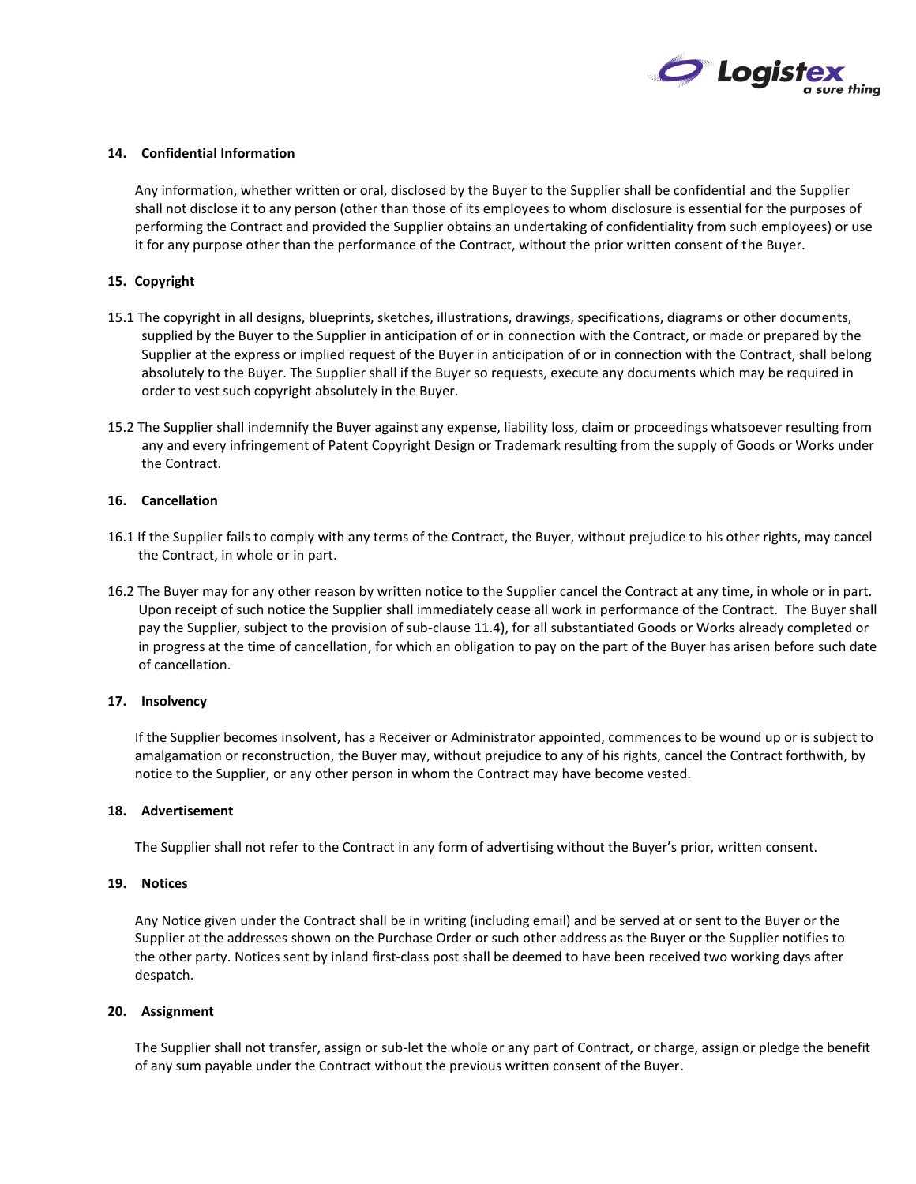## 14. Confidential Information

Any information, whether written or oral, disclosed by the Buyer to the Supplier shall be confidential and the Supplier shall not disclose it to any person (other than those of its employees to whom disclosure is essential for the purposes of performing the Contract and provided the Supplier obtains an undertaking of confidentiality from such employees) or use it for any purpose other than the performance of the Contract, without the prior written consent of the Buyer.

## 15. Copyright

15.1 The copyright in all designs, blueprints, sketches, illustrations, drawings, specifications, diagrams or other documents, supplied by the Buyer to the Supplier in anticipation of or in connection with the Contract, or made or prepared by the Supplier at the express or implied request of the Buyer in anticipation of or in connection with the Contract, shall belong absolutely to the Buyer. The Supplier shall if the Buyer so requests, execute any documents which may be required in order to vest such copyright absolutely in the Buyer.

15.2 The Supplier shall indemnify the Buyer against any expense, liability loss, claim or proceedings whatsoever resulting from any and every infringement of Patent Copyright Design or Trademark resulting from the supply of Goods or Works under the Contract.

## 16. Cancellation

16.1 If the Supplier fails to comply with any terms of the Contract, the Buyer, without prejudice to his other rights, may cancel the Contract, in whole or in part.

16.2 The Buyer may for any other reason by written notice to the Supplier cancel the Contract at any time, in whole or in part. Upon receipt of such notice the Supplier shall immediately cease all work in performance of the Contract. The Buyer shall pay the Supplier, subject to the provision of sub-clause 11.4), for all substantiated Goods or Works already completed or in progress at the time of cancellation, for which an obligation to pay on the part of the Buyer has arisen before such date of cancellation.

## 17. Insolvency

If the Supplier becomes insolvent, has a Receiver or Administrator appointed, commences to be wound up or is subject to amalgamation or reconstruction, the Buyer may, without prejudice to any of his rights, cancel the Contract forthwith, by notice to the Supplier, or any other person in whom the Contract may have become vested.

## 18. Advertisement

The Supplier shall not refer to the Contract in any form of advertising without the Buyer's prior, written consent.

## 19. Notices

Any Notice given under the Contract shall be in writing (including email) and be served at or sent to the Buyer or the Supplier at the addresses shown on the Purchase Order or such other address as the Buyer or the Supplier notifies to the other party. Notices sent by inland first-class post shall be deemed to have been received two working days after despatch.

## 20. Assignment

The Supplier shall not transfer, assign or sub-let the whole or any part of Contract, or charge, assign or pledge the benefit of any sum payable under the Contract without the previous written consent of the Buyer.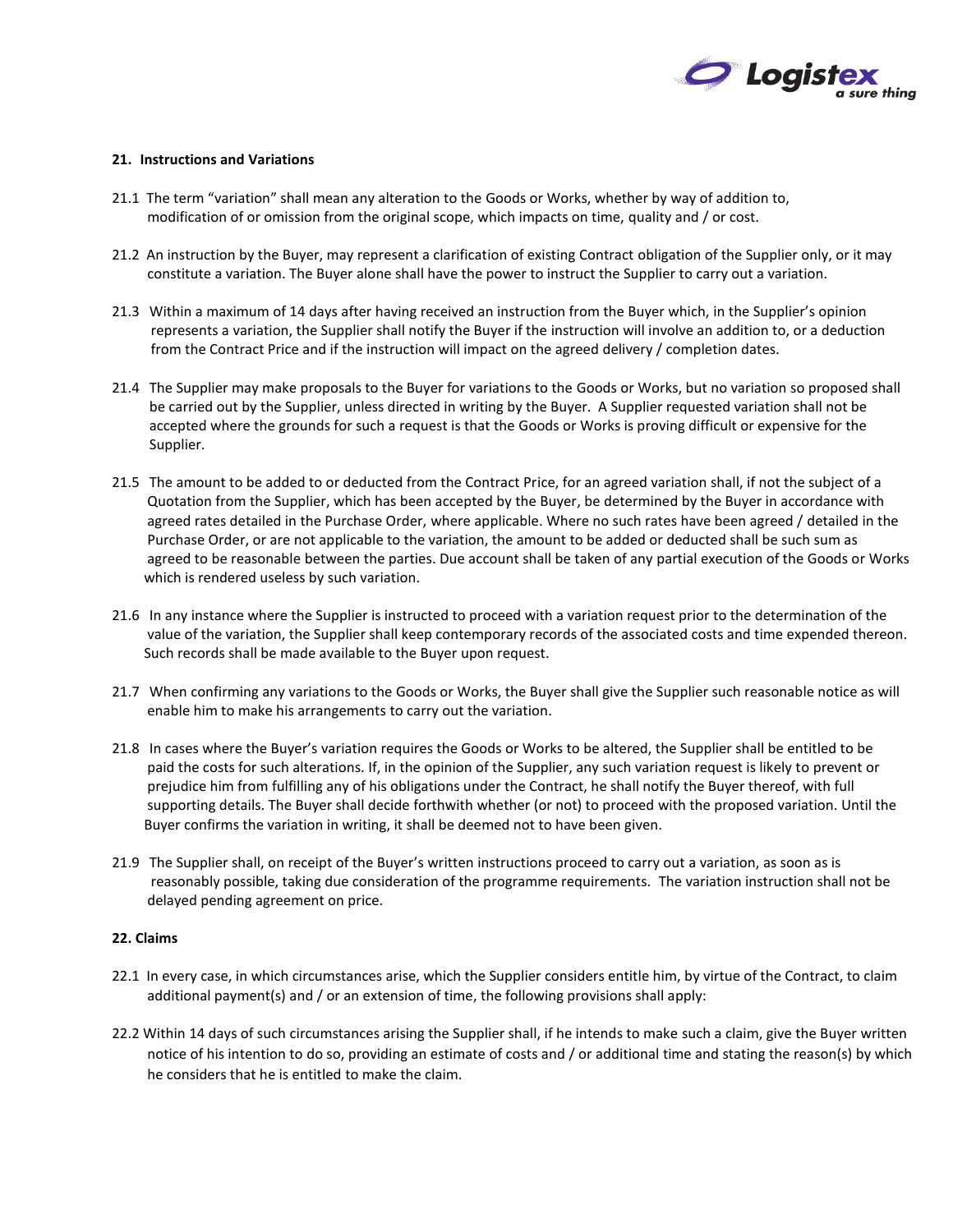## 21. Instructions and Variations

21.1 The term "variation" shall mean any alteration to the Goods or Works, whether by way of addition to, modification of or omission from the original scope, which impacts on time, quality and / or cost.

21.2 An instruction by the Buyer, may represent a clarification of existing Contract obligation of the Supplier only, or it may constitute a variation. The Buyer alone shall have the power to instruct the Supplier to carry out a variation.

21.3 Within a maximum of 14 days after having received an instruction from the Buyer which, in the Supplier's opinion represents a variation, the Supplier shall notify the Buyer if the instruction will involve an addition to, or a deduction from the Contract Price and if the instruction will impact on the agreed delivery / completion dates.

21.4 The Supplier may make proposals to the Buyer for variations to the Goods or Works, but no variation so proposed shall be carried out by the Supplier, unless directed in writing by the Buyer. A Supplier requested variation shall not be accepted where the grounds for such a request is that the Goods or Works is proving difficult or expensive for the Supplier.

21.5 The amount to be added to or deducted from the Contract Price, for an agreed variation shall, if not the subject of a Quotation from the Supplier, which has been accepted by the Buyer, be determined by the Buyer in accordance with agreed rates detailed in the Purchase Order, where applicable. Where no such rates have been agreed / detailed in the Purchase Order, or are not applicable to the variation, the amount to be added or deducted shall be such sum as agreed to be reasonable between the parties. Due account shall be taken of any partial execution of the Goods or Works which is rendered useless by such variation.

21.6 In any instance where the Supplier is instructed to proceed with a variation request prior to the determination of the value of the variation, the Supplier shall keep contemporary records of the associated costs and time expended thereon. Such records shall be made available to the Buyer upon request.

21.7 When confirming any variations to the Goods or Works, the Buyer shall give the Supplier such reasonable notice as will enable him to make his arrangements to carry out the variation.

21.8 In cases where the Buyer's variation requires the Goods or Works to be altered, the Supplier shall be entitled to be paid the costs for such alterations. If, in the opinion of the Supplier, any such variation request is likely to prevent or prejudice him from fulfilling any of his obligations under the Contract, he shall notify the Buyer thereof, with full supporting details. The Buyer shall decide forthwith whether (or not) to proceed with the proposed variation. Until the Buyer confirms the variation in writing, it shall be deemed not to have been given.

21.9 The Supplier shall, on receipt of the Buyer's written instructions proceed to carry out a variation, as soon as is reasonably possible, taking due consideration of the programme requirements. The variation instruction shall not be delayed pending agreement on price.

## 22. Claims

22.1 In every case, in which circumstances arise, which the Supplier considers entitle him, by virtue of the Contract, to claim additional payment(s) and / or an extension of time, the following provisions shall apply:

22.2 Within 14 days of such circumstances arising the Supplier shall, if he intends to make such a claim, give the Buyer written notice of his intention to do so, providing an estimate of costs and / or additional time and stating the reason(s) by which he considers that he is entitled to make the claim.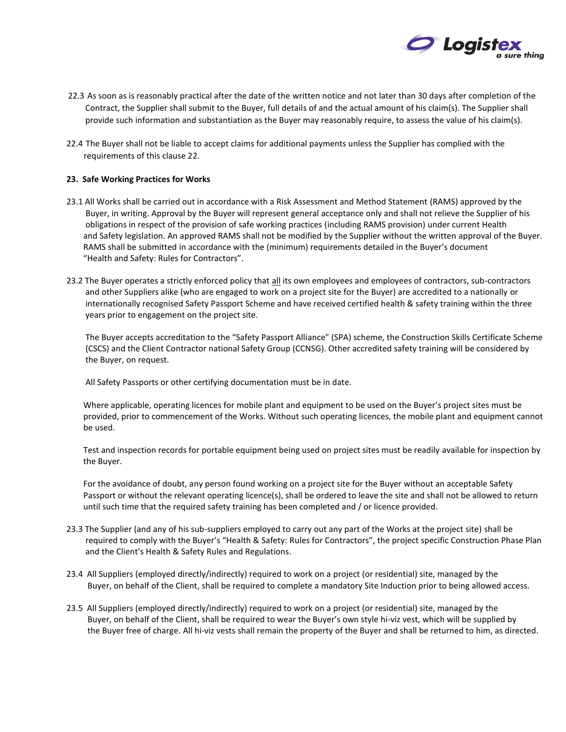22.3 As soon as is reasonably practical after the date of the written notice and not later than 30 days after completion of the Contract, the Supplier shall submit to the Buyer, full details of and the actual amount of his claim(s). The Supplier shall provide such information and substantiation as the Buyer may reasonably require, to assess the value of his claim(s).

22.4 The Buyer shall not be liable to accept claims for additional payments unless the Supplier has complied with the requirements of this clause 22.

**23. Safe Working Practices for Works**

23.1 All Works shall be carried out in accordance with a Risk Assessment and Method Statement (RAMS) approved by the Buyer, in writing. Approval by the Buyer will represent general acceptance only and shall not relieve the Supplier of his obligations in respect of the provision of safe working practices (including RAMS provision) under current Health and Safety legislation. An approved RAMS shall not be modified by the Supplier without the written approval of the Buyer. RAMS shall be submitted in accordance with the (minimum) requirements detailed in the Buyer's document "Health and Safety: Rules for Contractors".

23.2 The Buyer operates a strictly enforced policy that <u>all</u> its own employees and employees of contractors, sub-contractors and other Suppliers alike (who are engaged to work on a project site for the Buyer) are accredited to a nationally or internationally recognised Safety Passport Scheme and have received certified health & safety training within the three years prior to engagement on the project site.

The Buyer accepts accreditation to the "Safety Passport Alliance" (SPA) scheme, the Construction Skills Certificate Scheme (CSCS) and the Client Contractor national Safety Group (CCNSG). Other accredited safety training will be considered by the Buyer, on request.

All Safety Passports or other certifying documentation must be in date.

Where applicable, operating licences for mobile plant and equipment to be used on the Buyer's project sites must be provided, prior to commencement of the Works. Without such operating licences, the mobile plant and equipment cannot be used.

Test and inspection records for portable equipment being used on project sites must be readily available for inspection by the Buyer.

For the avoidance of doubt, any person found working on a project site for the Buyer without an acceptable Safety Passport or without the relevant operating licence(s), shall be ordered to leave the site and shall not be allowed to return until such time that the required safety training has been completed and / or licence provided.

23.3 The Supplier (and any of his sub-suppliers employed to carry out any part of the Works at the project site) shall be required to comply with the Buyer's "Health & Safety: Rules for Contractors", the project specific Construction Phase Plan and the Client's Health & Safety Rules and Regulations.

23.4 All Suppliers (employed directly/indirectly) required to work on a project (or residential) site, managed by the Buyer, on behalf of the Client, shall be required to complete a mandatory Site Induction prior to being allowed access.

23.5 All Suppliers (employed directly/indirectly) required to work on a project (or residential) site, managed by the Buyer, on behalf of the Client, shall be required to wear the Buyer's own style hi-viz vest, which will be supplied by the Buyer free of charge. All hi-viz vests shall remain the property of the Buyer and shall be returned to him, as directed.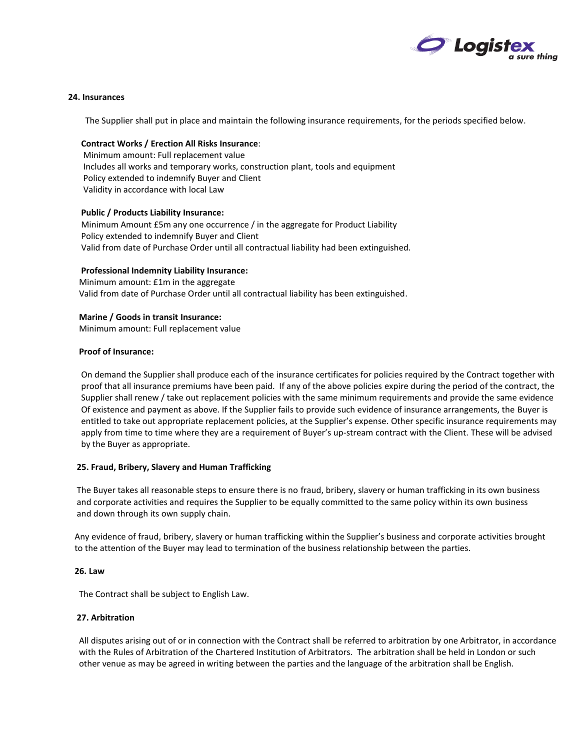**24. Insurances**

The Supplier shall put in place and maintain the following insurance requirements, for the periods specified below.

**Contract Works / Erection All Risks Insurance**:
Minimum amount: Full replacement value
Includes all works and temporary works, construction plant, tools and equipment
Policy extended to indemnify Buyer and Client
Validity in accordance with local Law

**Public / Products Liability Insurance:**
Minimum Amount £5m any one occurrence / in the aggregate for Product Liability
Policy extended to indemnify Buyer and Client
Valid from date of Purchase Order until all contractual liability had been extinguished.

**Professional Indemnity Liability Insurance:**
Minimum amount: £1m in the aggregate
Valid from date of Purchase Order until all contractual liability has been extinguished.

**Marine / Goods in transit Insurance:**
Minimum amount: Full replacement value

**Proof of Insurance:**

On demand the Supplier shall produce each of the insurance certificates for policies required by the Contract together with proof that all insurance premiums have been paid. If any of the above policies expire during the period of the contract, the Supplier shall renew / take out replacement policies with the same minimum requirements and provide the same evidence Of existence and payment as above. If the Supplier fails to provide such evidence of insurance arrangements, the Buyer is entitled to take out appropriate replacement policies, at the Supplier's expense. Other specific insurance requirements may apply from time to time where they are a requirement of Buyer's up-stream contract with the Client. These will be advised by the Buyer as appropriate.

**25. Fraud, Bribery, Slavery and Human Trafficking**

The Buyer takes all reasonable steps to ensure there is no fraud, bribery, slavery or human trafficking in its own business and corporate activities and requires the Supplier to be equally committed to the same policy within its own business and down through its own supply chain.

Any evidence of fraud, bribery, slavery or human trafficking within the Supplier's business and corporate activities brought to the attention of the Buyer may lead to termination of the business relationship between the parties.

**26. Law**

The Contract shall be subject to English Law.

**27. Arbitration**

All disputes arising out of or in connection with the Contract shall be referred to arbitration by one Arbitrator, in accordance with the Rules of Arbitration of the Chartered Institution of Arbitrators. The arbitration shall be held in London or such other venue as may be agreed in writing between the parties and the language of the arbitration shall be English.